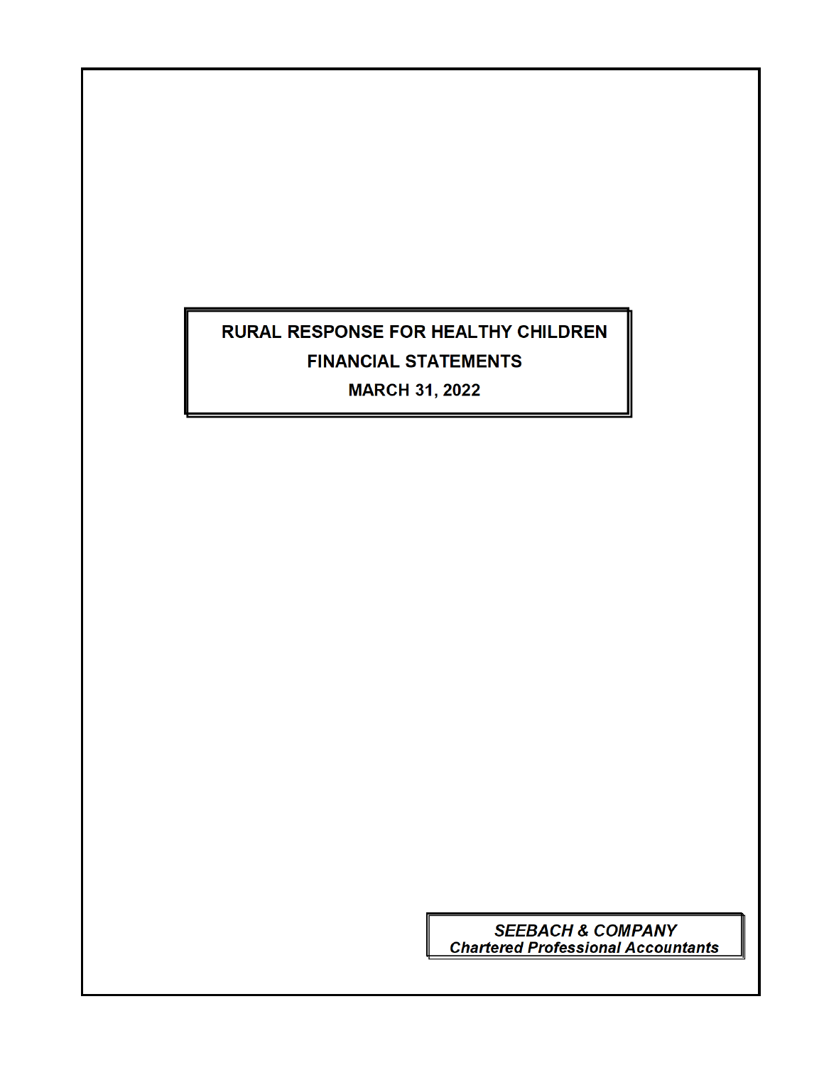# RURAL RESPONSE FOR HEALTHY CHILDREN

## FINANCIAL STATEMENTS

### MARCH 31, 2022

***SEEBACH & COMPANY***
***Chartered Professional Accountants***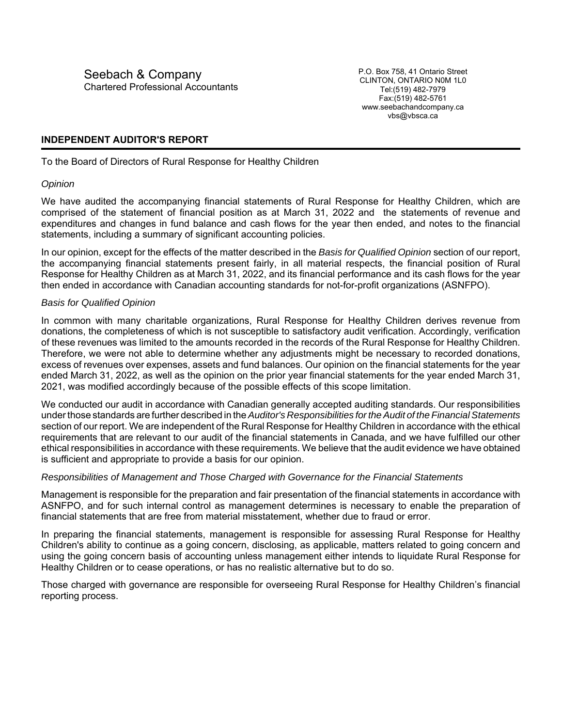Seebach & Company
Chartered Professional Accountants

P.O. Box 758, 41 Ontario Street
CLINTON, ONTARIO N0M 1L0
Tel:(519) 482-7979
Fax:(519) 482-5761
www.seebachandcompany.ca
vbs@vbsca.ca

## INDEPENDENT AUDITOR'S REPORT

To the Board of Directors of Rural Response for Healthy Children

*Opinion*

We have audited the accompanying financial statements of Rural Response for Healthy Children, which are comprised of the statement of financial position as at March 31, 2022 and the statements of revenue and expenditures and changes in fund balance and cash flows for the year then ended, and notes to the financial statements, including a summary of significant accounting policies.

In our opinion, except for the effects of the matter described in the *Basis for Qualified Opinion* section of our report, the accompanying financial statements present fairly, in all material respects, the financial position of Rural Response for Healthy Children as at March 31, 2022, and its financial performance and its cash flows for the year then ended in accordance with Canadian accounting standards for not-for-profit organizations (ASNFPO).

*Basis for Qualified Opinion*

In common with many charitable organizations, Rural Response for Healthy Children derives revenue from donations, the completeness of which is not susceptible to satisfactory audit verification. Accordingly, verification of these revenues was limited to the amounts recorded in the records of the Rural Response for Healthy Children. Therefore, we were not able to determine whether any adjustments might be necessary to recorded donations, excess of revenues over expenses, assets and fund balances. Our opinion on the financial statements for the year ended March 31, 2022, as well as the opinion on the prior year financial statements for the year ended March 31, 2021, was modified accordingly because of the possible effects of this scope limitation.

We conducted our audit in accordance with Canadian generally accepted auditing standards. Our responsibilities under those standards are further described in the *Auditor's Responsibilities for the Audit of the Financial Statements* section of our report. We are independent of the Rural Response for Healthy Children in accordance with the ethical requirements that are relevant to our audit of the financial statements in Canada, and we have fulfilled our other ethical responsibilities in accordance with these requirements. We believe that the audit evidence we have obtained is sufficient and appropriate to provide a basis for our opinion.

*Responsibilities of Management and Those Charged with Governance for the Financial Statements*

Management is responsible for the preparation and fair presentation of the financial statements in accordance with ASNFPO, and for such internal control as management determines is necessary to enable the preparation of financial statements that are free from material misstatement, whether due to fraud or error.

In preparing the financial statements, management is responsible for assessing Rural Response for Healthy Children's ability to continue as a going concern, disclosing, as applicable, matters related to going concern and using the going concern basis of accounting unless management either intends to liquidate Rural Response for Healthy Children or to cease operations, or has no realistic alternative but to do so.

Those charged with governance are responsible for overseeing Rural Response for Healthy Children's financial reporting process.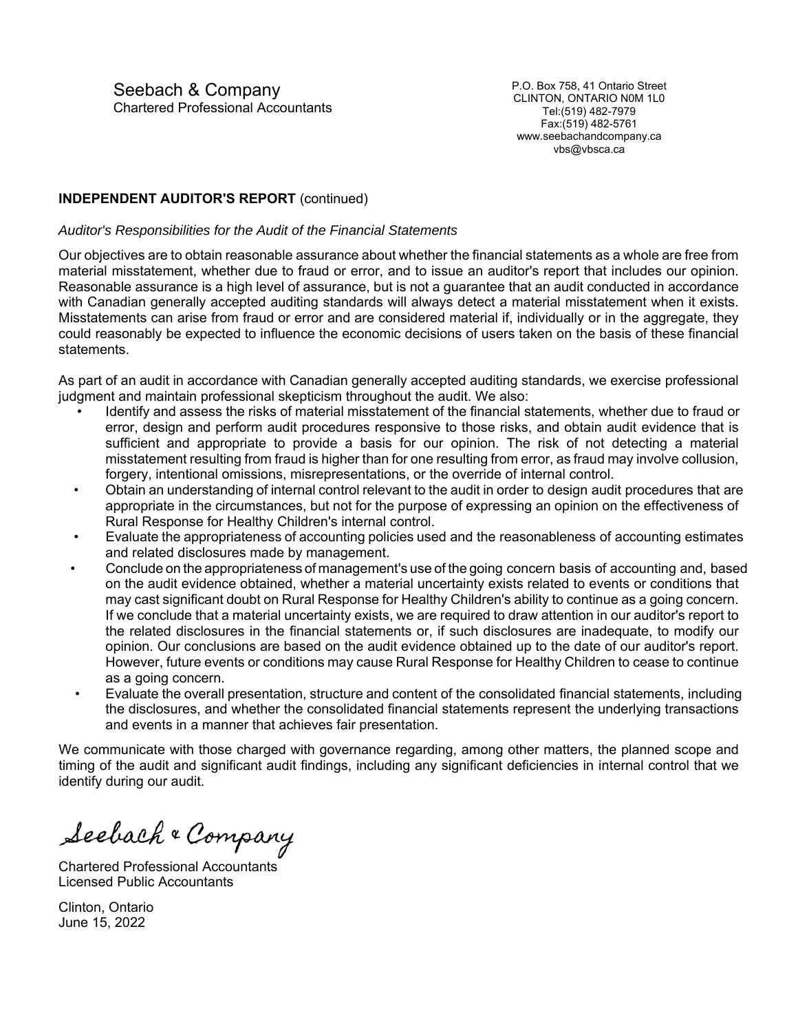Seebach & Company
Chartered Professional Accountants

P.O. Box 758, 41 Ontario Street
CLINTON, ONTARIO N0M 1L0
Tel:(519) 482-7979
Fax:(519) 482-5761
www.seebachandcompany.ca
vbs@vbsca.ca

**INDEPENDENT AUDITOR'S REPORT** (continued)

*Auditor's Responsibilities for the Audit of the Financial Statements*

Our objectives are to obtain reasonable assurance about whether the financial statements as a whole are free from material misstatement, whether due to fraud or error, and to issue an auditor's report that includes our opinion. Reasonable assurance is a high level of assurance, but is not a guarantee that an audit conducted in accordance with Canadian generally accepted auditing standards will always detect a material misstatement when it exists. Misstatements can arise from fraud or error and are considered material if, individually or in the aggregate, they could reasonably be expected to influence the economic decisions of users taken on the basis of these financial statements.

As part of an audit in accordance with Canadian generally accepted auditing standards, we exercise professional judgment and maintain professional skepticism throughout the audit. We also:

- Identify and assess the risks of material misstatement of the financial statements, whether due to fraud or error, design and perform audit procedures responsive to those risks, and obtain audit evidence that is sufficient and appropriate to provide a basis for our opinion. The risk of not detecting a material misstatement resulting from fraud is higher than for one resulting from error, as fraud may involve collusion, forgery, intentional omissions, misrepresentations, or the override of internal control.
- Obtain an understanding of internal control relevant to the audit in order to design audit procedures that are appropriate in the circumstances, but not for the purpose of expressing an opinion on the effectiveness of Rural Response for Healthy Children's internal control.
- Evaluate the appropriateness of accounting policies used and the reasonableness of accounting estimates and related disclosures made by management.
- Conclude on the appropriateness of management's use of the going concern basis of accounting and, based on the audit evidence obtained, whether a material uncertainty exists related to events or conditions that may cast significant doubt on Rural Response for Healthy Children's ability to continue as a going concern. If we conclude that a material uncertainty exists, we are required to draw attention in our auditor's report to the related disclosures in the financial statements or, if such disclosures are inadequate, to modify our opinion. Our conclusions are based on the audit evidence obtained up to the date of our auditor's report. However, future events or conditions may cause Rural Response for Healthy Children to cease to continue as a going concern.
- Evaluate the overall presentation, structure and content of the consolidated financial statements, including the disclosures, and whether the consolidated financial statements represent the underlying transactions and events in a manner that achieves fair presentation.

We communicate with those charged with governance regarding, among other matters, the planned scope and timing of the audit and significant audit findings, including any significant deficiencies in internal control that we identify during our audit.

Seebach & Company

Chartered Professional Accountants
Licensed Public Accountants

Clinton, Ontario
June 15, 2022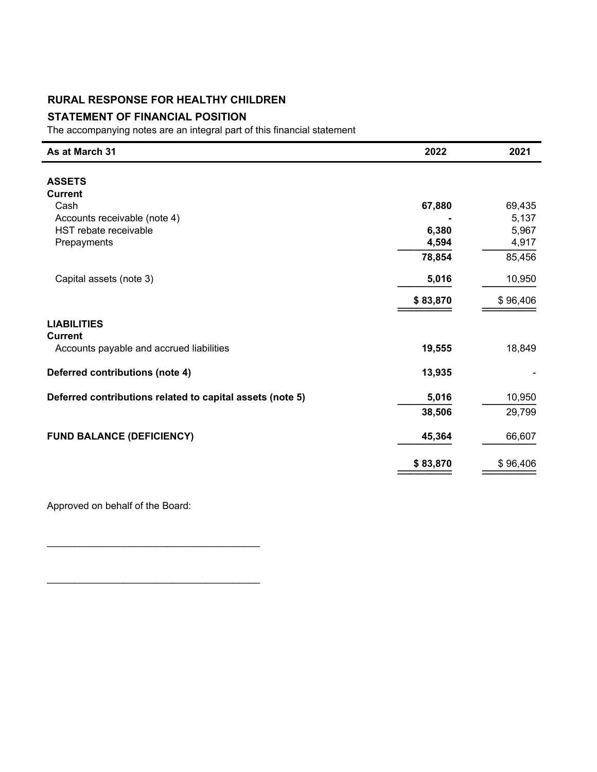# RURAL RESPONSE FOR HEALTHY CHILDREN

## STATEMENT OF FINANCIAL POSITION

The accompanying notes are an integral part of this financial statement

| As at March 31 | 2022 | 2021 |
|---|---|---|
| **ASSETS** | | |
| **Current** | | |
| Cash | **67,880** | 69,435 |
| Accounts receivable (note 4) | **-** | 5,137 |
| HST rebate receivable | **6,380** | 5,967 |
| Prepayments | **4,594** | 4,917 |
| | **78,854** | 85,456 |
| Capital assets (note 3) | **5,016** | 10,950 |
| | **$ 83,870** | $ 96,406 |
| **LIABILITIES** | | |
| **Current** | | |
| Accounts payable and accrued liabilities | **19,555** | 18,849 |
| **Deferred contributions (note 4)** | **13,935** | - |
| **Deferred contributions related to capital assets (note 5)** | **5,016** | 10,950 |
| | **38,506** | 29,799 |
| **FUND BALANCE (DEFICIENCY)** | **45,364** | 66,607 |
| | **$ 83,870** | $ 96,406 |

Approved on behalf of the Board:

______________________________________

______________________________________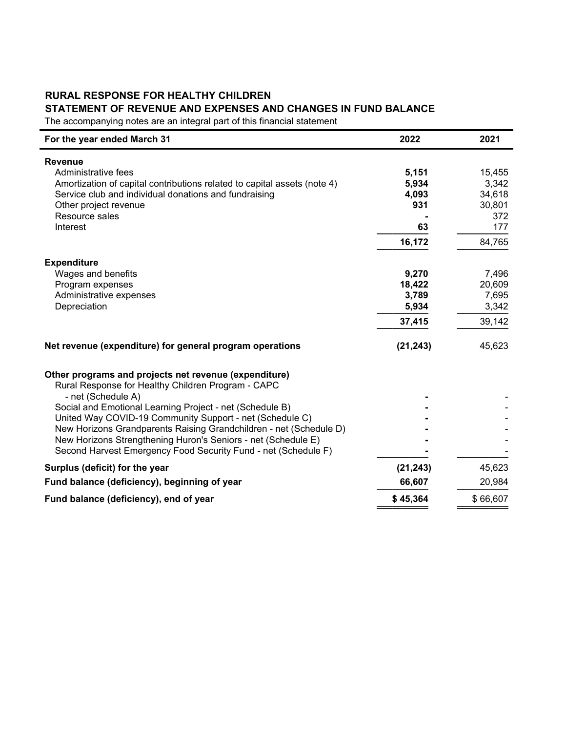**RURAL RESPONSE FOR HEALTHY CHILDREN**
**STATEMENT OF REVENUE AND EXPENSES AND CHANGES IN FUND BALANCE**

The accompanying notes are an integral part of this financial statement

| For the year ended March 31 | 2022 | 2021 |
|---|---|---|
| **Revenue** | | |
| Administrative fees | **5,151** | 15,455 |
| Amortization of capital contributions related to capital assets (note 4) | **5,934** | 3,342 |
| Service club and individual donations and fundraising | **4,093** | 34,618 |
| Other project revenue | **931** | 30,801 |
| Resource sales | **-** | 372 |
| Interest | **63** | 177 |
| | **16,172** | 84,765 |
| **Expenditure** | | |
| Wages and benefits | **9,270** | 7,496 |
| Program expenses | **18,422** | 20,609 |
| Administrative expenses | **3,789** | 7,695 |
| Depreciation | **5,934** | 3,342 |
| | **37,415** | 39,142 |
| **Net revenue (expenditure) for general program operations** | **(21,243)** | 45,623 |
| **Other programs and projects net revenue (expenditure)** | | |
| Rural Response for Healthy Children Program - CAPC - net (Schedule A) | **-** | - |
| Social and Emotional Learning Project - net (Schedule B) | **-** | - |
| United Way COVID-19 Community Support - net (Schedule C) | **-** | - |
| New Horizons Grandparents Raising Grandchildren - net (Schedule D) | **-** | - |
| New Horizons Strengthening Huron's Seniors - net (Schedule E) | **-** | - |
| Second Harvest Emergency Food Security Fund - net (Schedule F) | **-** | - |
| **Surplus (deficit) for the year** | **(21,243)** | 45,623 |
| **Fund balance (deficiency), beginning of year** | **66,607** | 20,984 |
| **Fund balance (deficiency), end of year** | **$ 45,364** | $ 66,607 |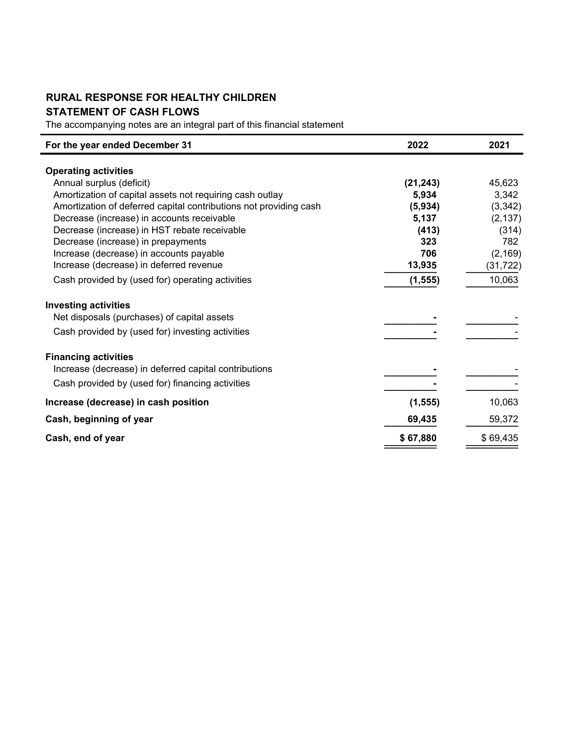**RURAL RESPONSE FOR HEALTHY CHILDREN**

**STATEMENT OF CASH FLOWS**

The accompanying notes are an integral part of this financial statement

| For the year ended December 31 | 2022 | 2021 |
|---|---|---|
| **Operating activities** | | |
| Annual surplus (deficit) | **(21,243)** | 45,623 |
| Amortization of capital assets not requiring cash outlay | **5,934** | 3,342 |
| Amortization of deferred capital contributions not providing cash | **(5,934)** | (3,342) |
| Decrease (increase) in accounts receivable | **5,137** | (2,137) |
| Decrease (increase) in HST rebate receivable | **(413)** | (314) |
| Decrease (increase) in prepayments | **323** | 782 |
| Increase (decrease) in accounts payable | **706** | (2,169) |
| Increase (decrease) in deferred revenue | **13,935** | (31,722) |
| Cash provided by (used for) operating activities | **(1,555)** | 10,063 |
| **Investing activities** | | |
| Net disposals (purchases) of capital assets | **-** | - |
| Cash provided by (used for) investing activities | **-** | - |
| **Financing activities** | | |
| Increase (decrease) in deferred capital contributions | **-** | - |
| Cash provided by (used for) financing activities | **-** | - |
| **Increase (decrease) in cash position** | **(1,555)** | 10,063 |
| **Cash, beginning of year** | **69,435** | 59,372 |
| **Cash, end of year** | **$ 67,880** | $ 69,435 |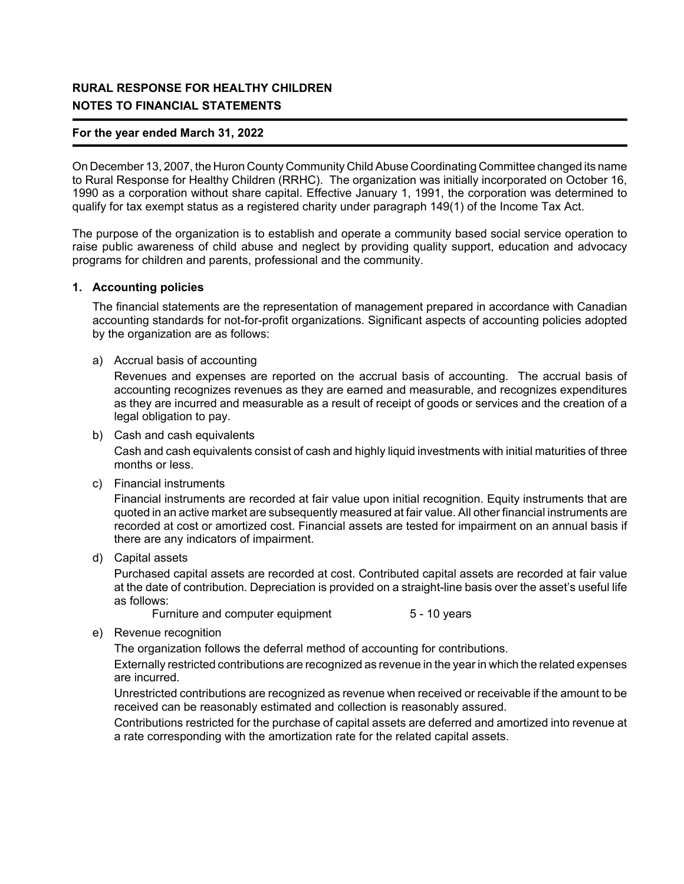**RURAL RESPONSE FOR HEALTHY CHILDREN**
**NOTES TO FINANCIAL STATEMENTS**

**For the year ended March 31, 2022**

On December 13, 2007, the Huron County Community Child Abuse Coordinating Committee changed its name to Rural Response for Healthy Children (RRHC). The organization was initially incorporated on October 16, 1990 as a corporation without share capital. Effective January 1, 1991, the corporation was determined to qualify for tax exempt status as a registered charity under paragraph 149(1) of the Income Tax Act.

The purpose of the organization is to establish and operate a community based social service operation to raise public awareness of child abuse and neglect by providing quality support, education and advocacy programs for children and parents, professional and the community.

## 1. Accounting policies

The financial statements are the representation of management prepared in accordance with Canadian accounting standards for not-for-profit organizations. Significant aspects of accounting policies adopted by the organization are as follows:

a) Accrual basis of accounting

Revenues and expenses are reported on the accrual basis of accounting. The accrual basis of accounting recognizes revenues as they are earned and measurable, and recognizes expenditures as they are incurred and measurable as a result of receipt of goods or services and the creation of a legal obligation to pay.

b) Cash and cash equivalents

Cash and cash equivalents consist of cash and highly liquid investments with initial maturities of three months or less.

c) Financial instruments

Financial instruments are recorded at fair value upon initial recognition. Equity instruments that are quoted in an active market are subsequently measured at fair value. All other financial instruments are recorded at cost or amortized cost. Financial assets are tested for impairment on an annual basis if there are any indicators of impairment.

d) Capital assets

Purchased capital assets are recorded at cost. Contributed capital assets are recorded at fair value at the date of contribution. Depreciation is provided on a straight-line basis over the asset's useful life as follows:

Furniture and computer equipment 5 - 10 years

e) Revenue recognition

The organization follows the deferral method of accounting for contributions.

Externally restricted contributions are recognized as revenue in the year in which the related expenses are incurred.

Unrestricted contributions are recognized as revenue when received or receivable if the amount to be received can be reasonably estimated and collection is reasonably assured.

Contributions restricted for the purchase of capital assets are deferred and amortized into revenue at a rate corresponding with the amortization rate for the related capital assets.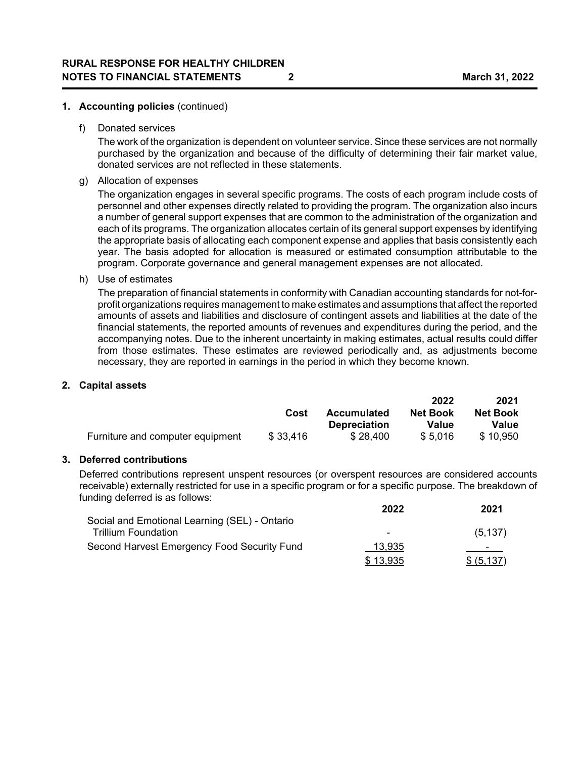## 1. Accounting policies (continued)

f) Donated services

The work of the organization is dependent on volunteer service. Since these services are not normally purchased by the organization and because of the difficulty of determining their fair market value, donated services are not reflected in these statements.

g) Allocation of expenses

The organization engages in several specific programs. The costs of each program include costs of personnel and other expenses directly related to providing the program. The organization also incurs a number of general support expenses that are common to the administration of the organization and each of its programs. The organization allocates certain of its general support expenses by identifying the appropriate basis of allocating each component expense and applies that basis consistently each year. The basis adopted for allocation is measured or estimated consumption attributable to the program. Corporate governance and general management expenses are not allocated.

h) Use of estimates

The preparation of financial statements in conformity with Canadian accounting standards for not-for-profit organizations requires management to make estimates and assumptions that affect the reported amounts of assets and liabilities and disclosure of contingent assets and liabilities at the date of the financial statements, the reported amounts of revenues and expenditures during the period, and the accompanying notes. Due to the inherent uncertainty in making estimates, actual results could differ from those estimates. These estimates are reviewed periodically and, as adjustments become necessary, they are reported in earnings in the period in which they become known.

## 2. Capital assets

| | Cost | Accumulated Depreciation | 2022 Net Book Value | 2021 Net Book Value |
|---|---|---|---|---|
| Furniture and computer equipment | $ 33,416 | $ 28,400 | $ 5,016 | $ 10,950 |

## 3. Deferred contributions

Deferred contributions represent unspent resources (or overspent resources are considered accounts receivable) externally restricted for use in a specific program or for a specific purpose. The breakdown of funding deferred is as follows:

| | 2022 | 2021 |
|---|---|---|
| Social and Emotional Learning (SEL) - Ontario Trillium Foundation | - | (5,137) |
| Second Harvest Emergency Food Security Fund | 13,935 | - |
| | $ 13,935 | $ (5,137) |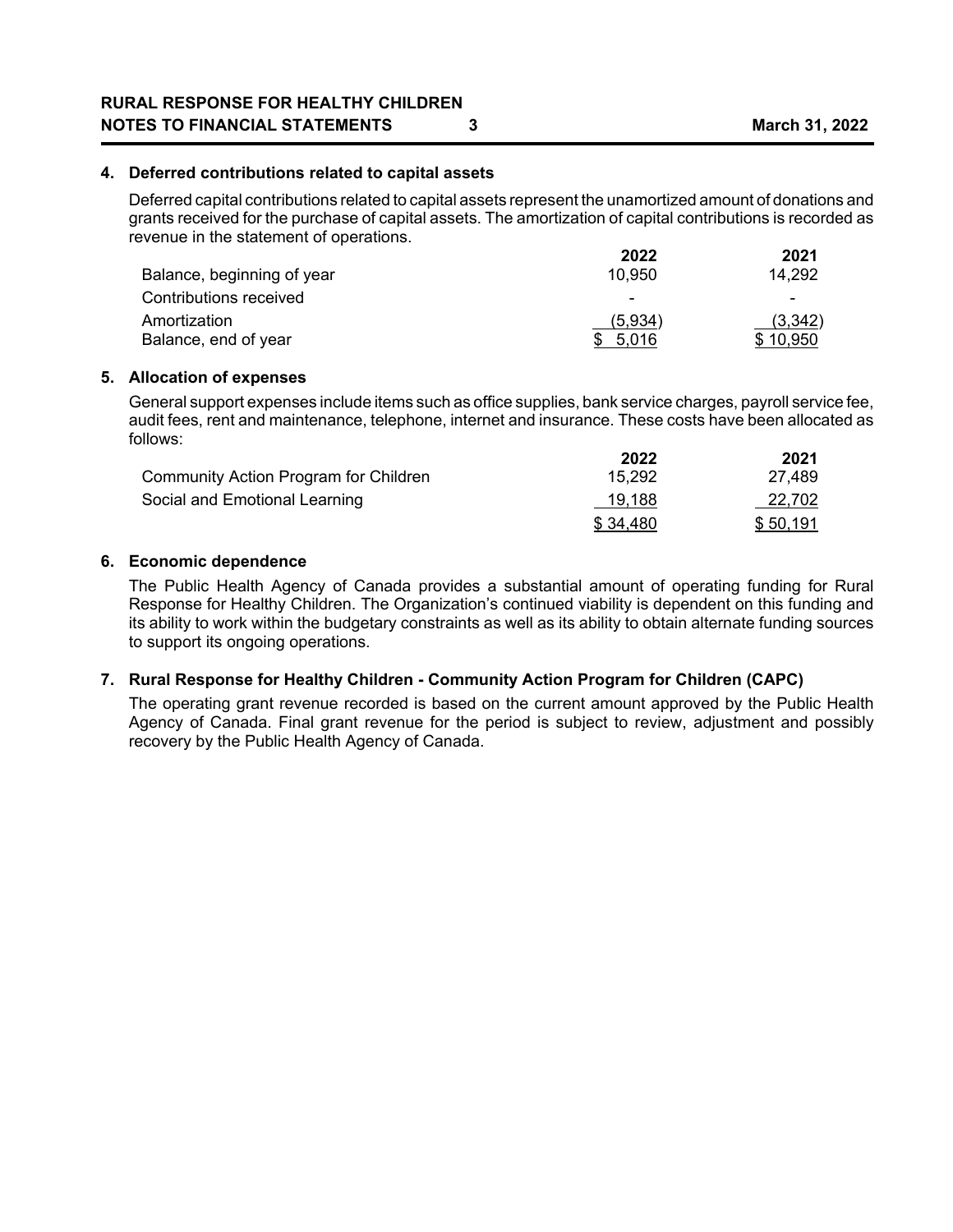## 4. Deferred contributions related to capital assets

Deferred capital contributions related to capital assets represent the unamortized amount of donations and grants received for the purchase of capital assets. The amortization of capital contributions is recorded as revenue in the statement of operations.

| | 2022 | 2021 |
|---|---|---|
| Balance, beginning of year | 10,950 | 14,292 |
| Contributions received | - | - |
| Amortization | (5,934) | (3,342) |
| Balance, end of year | $ 5,016 | $ 10,950 |

## 5. Allocation of expenses

General support expenses include items such as office supplies, bank service charges, payroll service fee, audit fees, rent and maintenance, telephone, internet and insurance. These costs have been allocated as follows:

| | 2022 | 2021 |
|---|---|---|
| Community Action Program for Children | 15,292 | 27,489 |
| Social and Emotional Learning | 19,188 | 22,702 |
| | $ 34,480 | $ 50,191 |

## 6. Economic dependence

The Public Health Agency of Canada provides a substantial amount of operating funding for Rural Response for Healthy Children. The Organization's continued viability is dependent on this funding and its ability to work within the budgetary constraints as well as its ability to obtain alternate funding sources to support its ongoing operations.

## 7. Rural Response for Healthy Children - Community Action Program for Children (CAPC)

The operating grant revenue recorded is based on the current amount approved by the Public Health Agency of Canada. Final grant revenue for the period is subject to review, adjustment and possibly recovery by the Public Health Agency of Canada.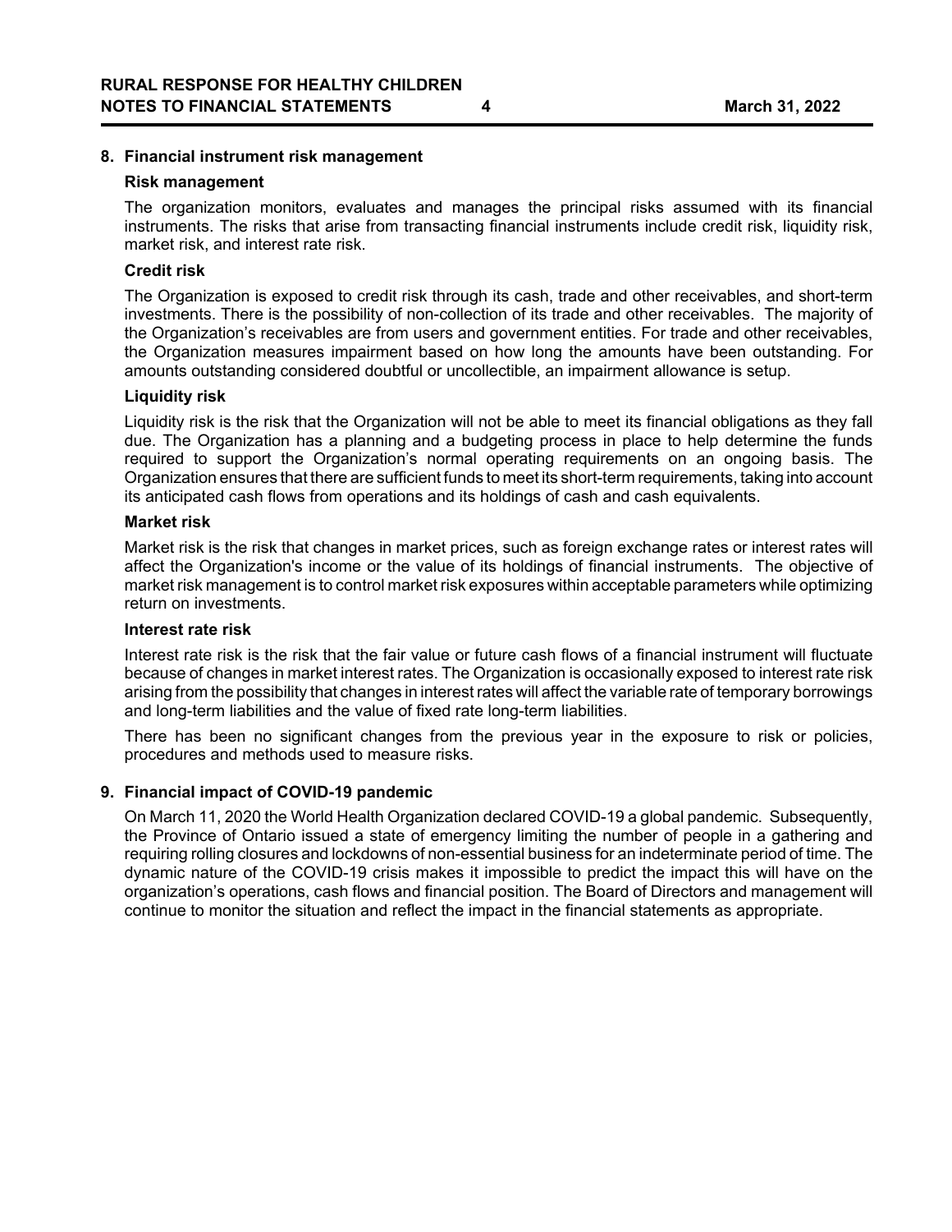## 8. Financial instrument risk management

### Risk management

The organization monitors, evaluates and manages the principal risks assumed with its financial instruments. The risks that arise from transacting financial instruments include credit risk, liquidity risk, market risk, and interest rate risk.

### Credit risk

The Organization is exposed to credit risk through its cash, trade and other receivables, and short-term investments. There is the possibility of non-collection of its trade and other receivables. The majority of the Organization's receivables are from users and government entities. For trade and other receivables, the Organization measures impairment based on how long the amounts have been outstanding. For amounts outstanding considered doubtful or uncollectible, an impairment allowance is setup.

### Liquidity risk

Liquidity risk is the risk that the Organization will not be able to meet its financial obligations as they fall due. The Organization has a planning and a budgeting process in place to help determine the funds required to support the Organization's normal operating requirements on an ongoing basis. The Organization ensures that there are sufficient funds to meet its short-term requirements, taking into account its anticipated cash flows from operations and its holdings of cash and cash equivalents.

### Market risk

Market risk is the risk that changes in market prices, such as foreign exchange rates or interest rates will affect the Organization's income or the value of its holdings of financial instruments. The objective of market risk management is to control market risk exposures within acceptable parameters while optimizing return on investments.

### Interest rate risk

Interest rate risk is the risk that the fair value or future cash flows of a financial instrument will fluctuate because of changes in market interest rates. The Organization is occasionally exposed to interest rate risk arising from the possibility that changes in interest rates will affect the variable rate of temporary borrowings and long-term liabilities and the value of fixed rate long-term liabilities.

There has been no significant changes from the previous year in the exposure to risk or policies, procedures and methods used to measure risks.

## 9. Financial impact of COVID-19 pandemic

On March 11, 2020 the World Health Organization declared COVID-19 a global pandemic. Subsequently, the Province of Ontario issued a state of emergency limiting the number of people in a gathering and requiring rolling closures and lockdowns of non-essential business for an indeterminate period of time. The dynamic nature of the COVID-19 crisis makes it impossible to predict the impact this will have on the organization's operations, cash flows and financial position. The Board of Directors and management will continue to monitor the situation and reflect the impact in the financial statements as appropriate.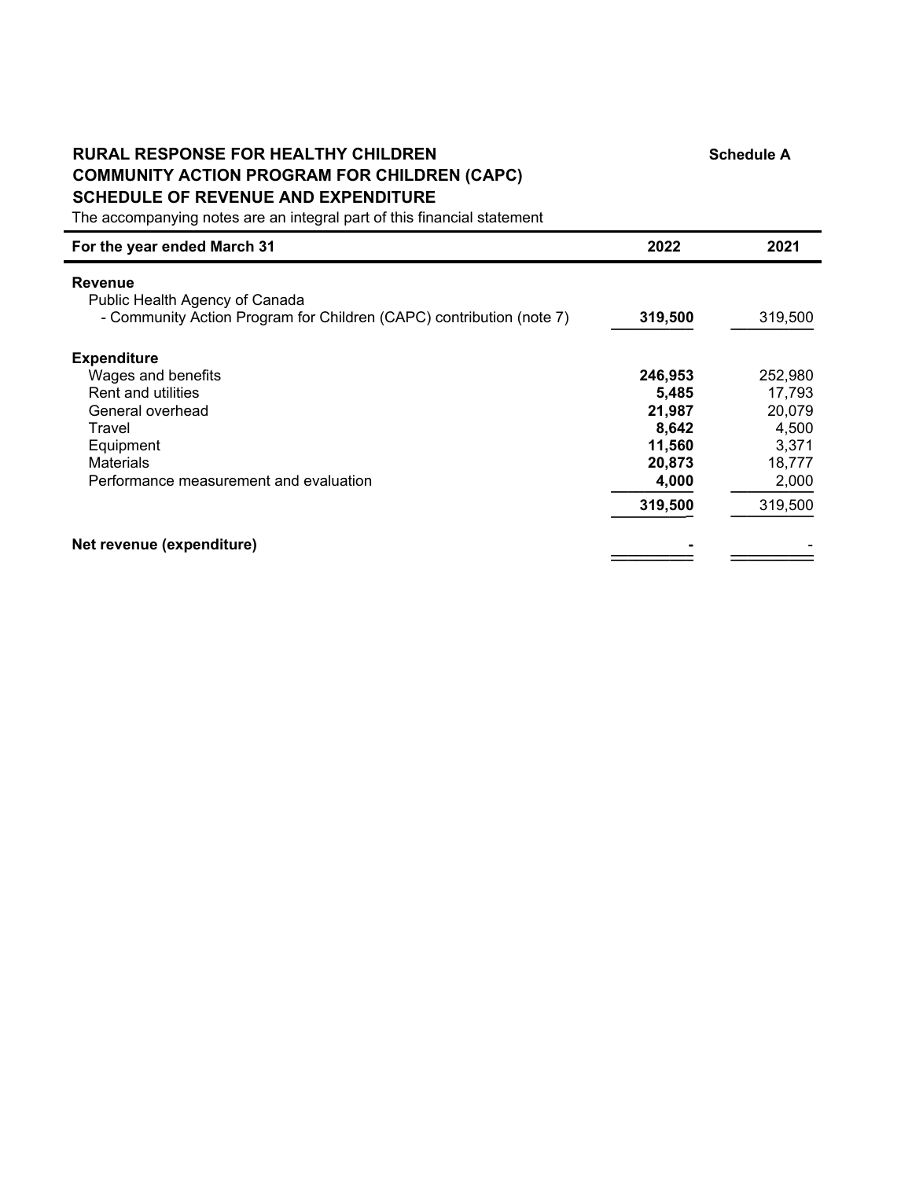**Schedule A**

# RURAL RESPONSE FOR HEALTHY CHILDREN
## COMMUNITY ACTION PROGRAM FOR CHILDREN (CAPC)
## SCHEDULE OF REVENUE AND EXPENDITURE

The accompanying notes are an integral part of this financial statement

| For the year ended March 31 | 2022 | 2021 |
|---|---|---|
| **Revenue** | | |
| Public Health Agency of Canada | | |
| - Community Action Program for Children (CAPC) contribution (note 7) | **319,500** | 319,500 |
| **Expenditure** | | |
| Wages and benefits | **246,953** | 252,980 |
| Rent and utilities | **5,485** | 17,793 |
| General overhead | **21,987** | 20,079 |
| Travel | **8,642** | 4,500 |
| Equipment | **11,560** | 3,371 |
| Materials | **20,873** | 18,777 |
| Performance measurement and evaluation | **4,000** | 2,000 |
| | **319,500** | 319,500 |
| **Net revenue (expenditure)** | **-** | - |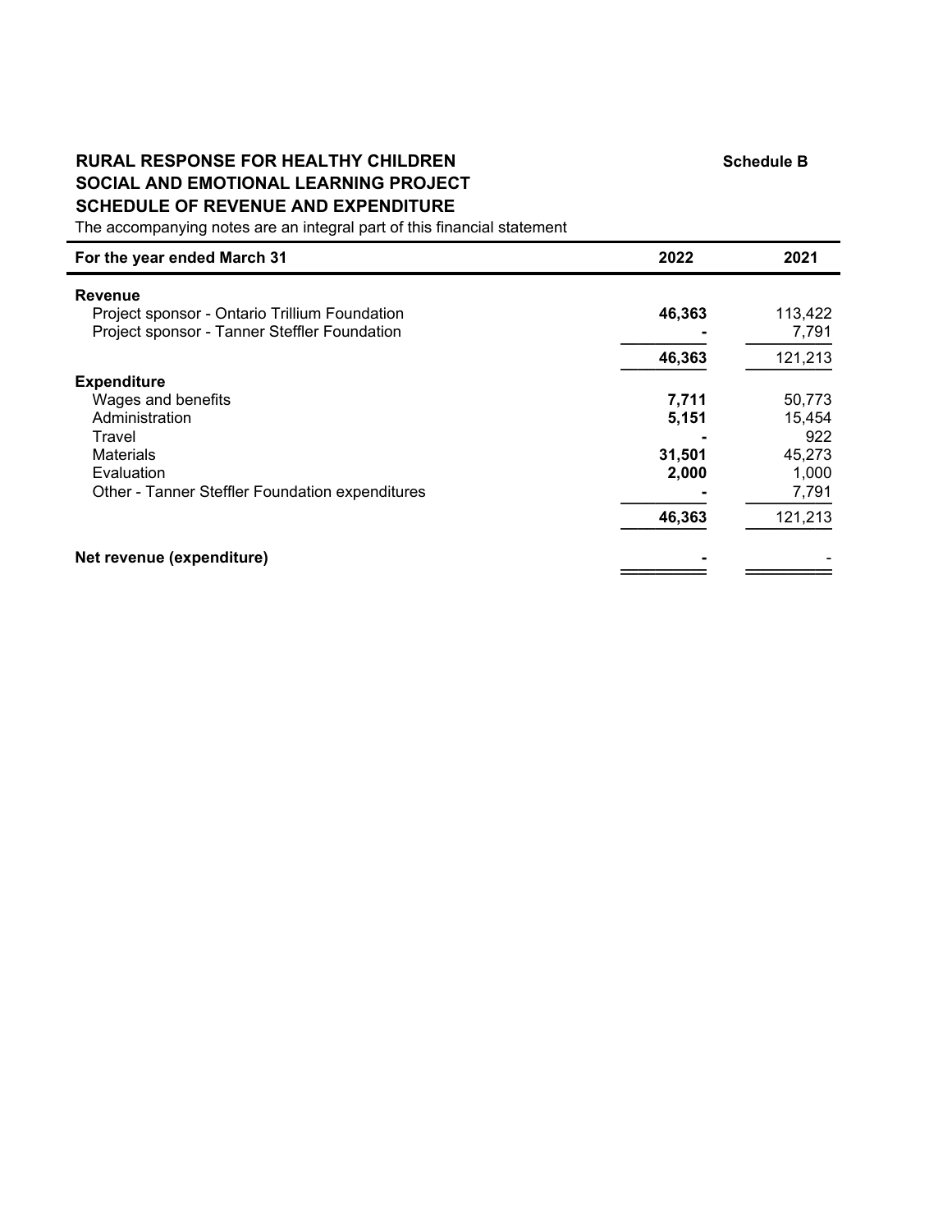# RURAL RESPONSE FOR HEALTHY CHILDREN
## SOCIAL AND EMOTIONAL LEARNING PROJECT
## SCHEDULE OF REVENUE AND EXPENDITURE

**Schedule B**

The accompanying notes are an integral part of this financial statement

| For the year ended March 31 | 2022 | 2021 |
|---|---|---|
| **Revenue** | | |
| Project sponsor - Ontario Trillium Foundation | **46,363** | 113,422 |
| Project sponsor - Tanner Steffler Foundation | **-** | 7,791 |
| | **46,363** | 121,213 |
| **Expenditure** | | |
| Wages and benefits | **7,711** | 50,773 |
| Administration | **5,151** | 15,454 |
| Travel | **-** | 922 |
| Materials | **31,501** | 45,273 |
| Evaluation | **2,000** | 1,000 |
| Other - Tanner Steffler Foundation expenditures | **-** | 7,791 |
| | **46,363** | 121,213 |
| **Net revenue (expenditure)** | **-** | - |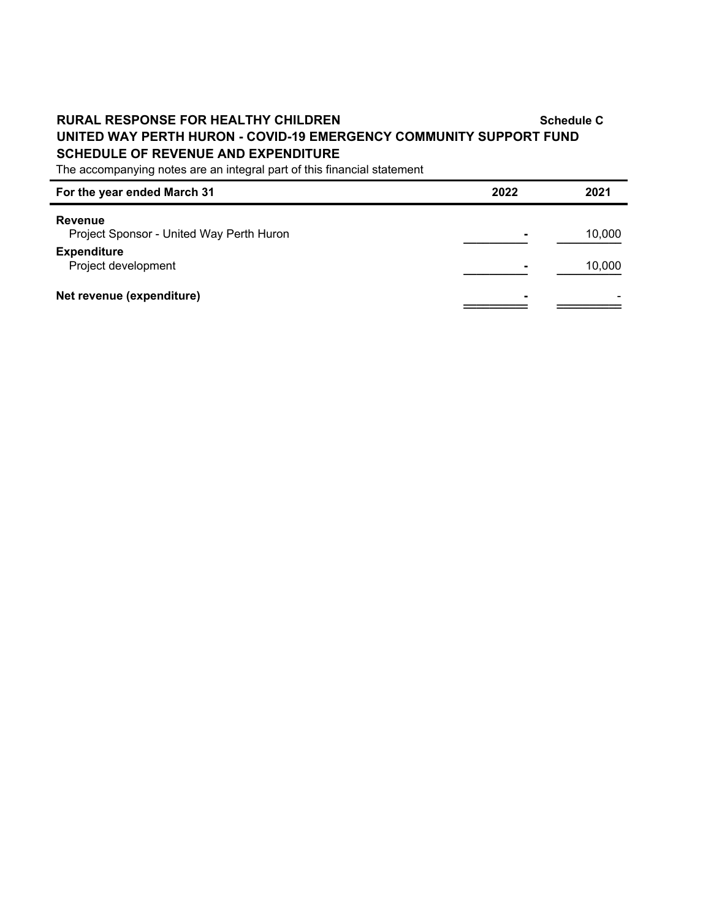**RURAL RESPONSE FOR HEALTHY CHILDREN** **Schedule C**

**UNITED WAY PERTH HURON - COVID-19 EMERGENCY COMMUNITY SUPPORT FUND**

**SCHEDULE OF REVENUE AND EXPENDITURE**

The accompanying notes are an integral part of this financial statement

| For the year ended March 31 | 2022 | 2021 |
|---|---|---|
| **Revenue** | | |
| Project Sponsor - United Way Perth Huron | - | 10,000 |
| **Expenditure** | | |
| Project development | - | 10,000 |
| **Net revenue (expenditure)** | - | - |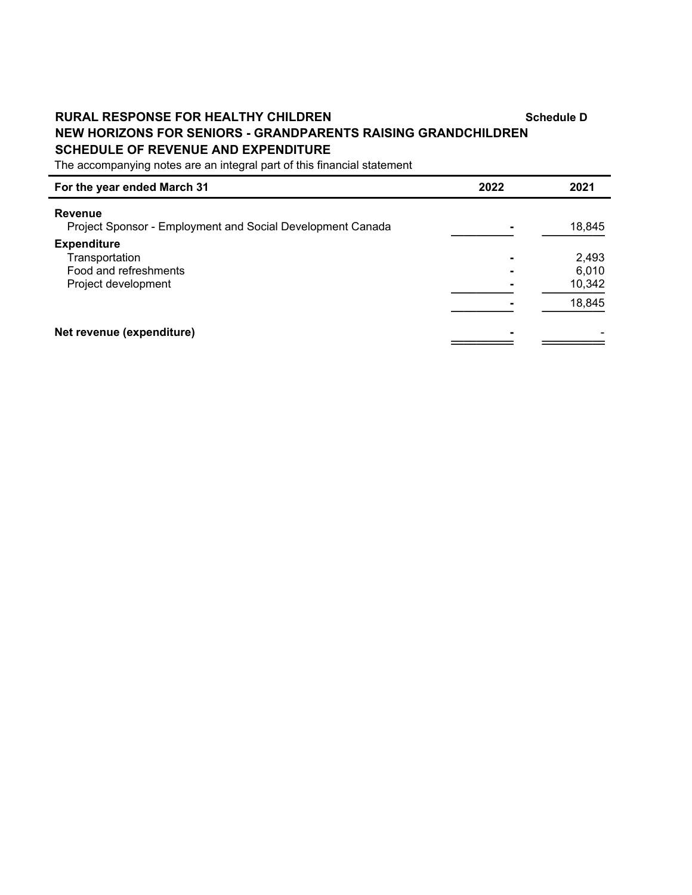**RURAL RESPONSE FOR HEALTHY CHILDREN** **Schedule D**

**NEW HORIZONS FOR SENIORS - GRANDPARENTS RAISING GRANDCHILDREN**

**SCHEDULE OF REVENUE AND EXPENDITURE**

The accompanying notes are an integral part of this financial statement

| For the year ended March 31 | 2022 | 2021 |
|---|---|---|
| **Revenue** | | |
| Project Sponsor - Employment and Social Development Canada | - | 18,845 |
| **Expenditure** | | |
| Transportation | - | 2,493 |
| Food and refreshments | - | 6,010 |
| Project development | - | 10,342 |
| | - | 18,845 |
| **Net revenue (expenditure)** | - | - |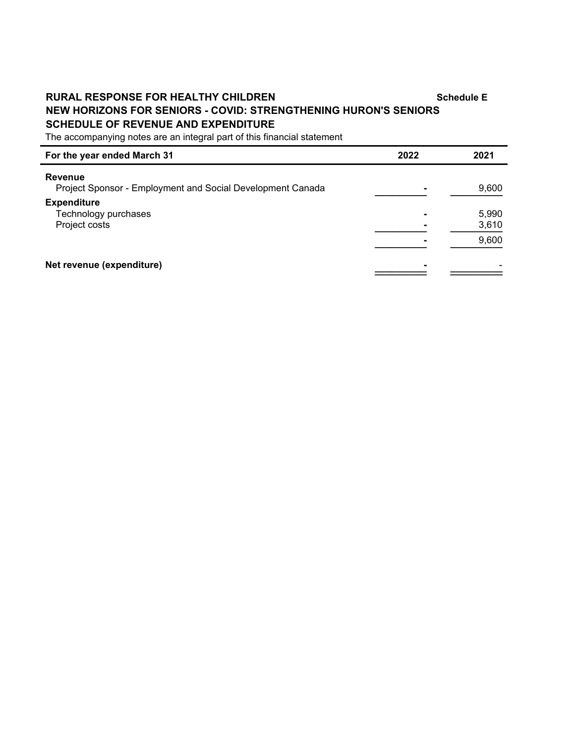**RURAL RESPONSE FOR HEALTHY CHILDREN** **Schedule E**

**NEW HORIZONS FOR SENIORS - COVID: STRENGTHENING HURON'S SENIORS**

**SCHEDULE OF REVENUE AND EXPENDITURE**

The accompanying notes are an integral part of this financial statement

| For the year ended March 31 | 2022 | 2021 |
|---|---|---|
| **Revenue** | | |
| Project Sponsor - Employment and Social Development Canada | - | 9,600 |
| **Expenditure** | | |
| Technology purchases | - | 5,990 |
| Project costs | - | 3,610 |
| | - | 9,600 |
| **Net revenue (expenditure)** | - | - |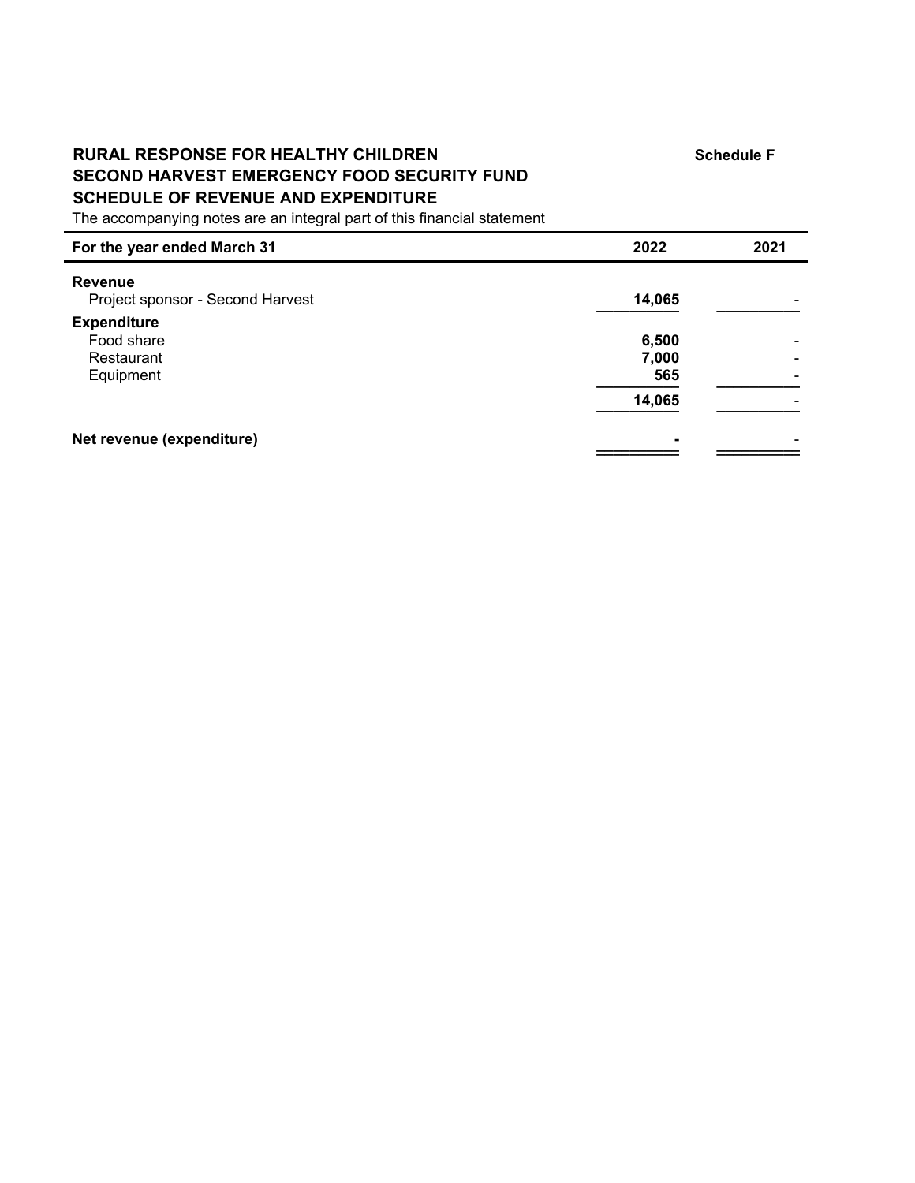# RURAL RESPONSE FOR HEALTHY CHILDREN

**Schedule F**

## SECOND HARVEST EMERGENCY FOOD SECURITY FUND

## SCHEDULE OF REVENUE AND EXPENDITURE

The accompanying notes are an integral part of this financial statement

| For the year ended March 31 | 2022 | 2021 |
|---|---|---|
| **Revenue** | | |
| Project sponsor - Second Harvest | **14,065** | - |
| **Expenditure** | | |
| Food share | **6,500** | - |
| Restaurant | **7,000** | - |
| Equipment | **565** | - |
| | **14,065** | - |
| **Net revenue (expenditure)** | **-** | - |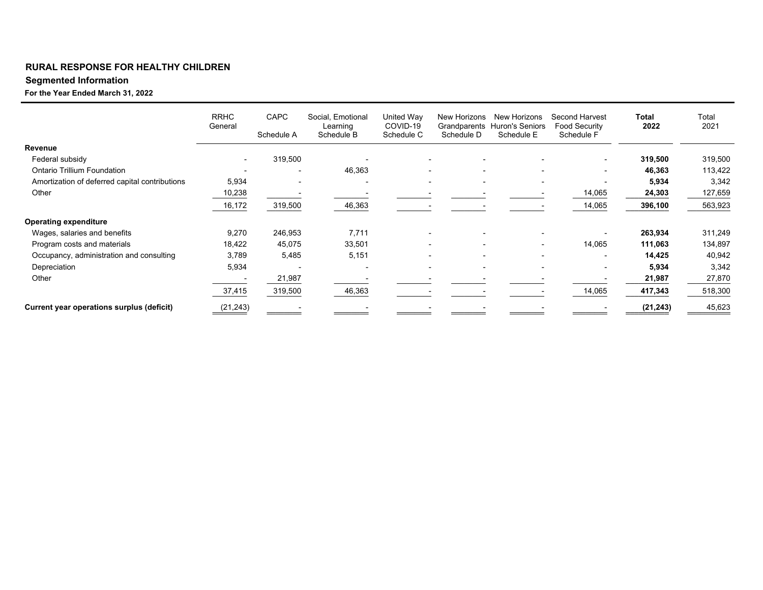**RURAL RESPONSE FOR HEALTHY CHILDREN**

**Segmented Information**

**For the Year Ended March 31, 2022**

| | RRHC General | CAPC Schedule A | Social, Emotional Learning Schedule B | United Way COVID-19 Schedule C | New Horizons Grandparents Schedule D | New Horizons Huron's Seniors Schedule E | Second Harvest Food Security Schedule F | **Total 2022** | Total 2021 |
|---|---|---|---|---|---|---|---|---|---|
| **Revenue** | | | | | | | | | |
| Federal subsidy | - | 319,500 | - | - | - | - | - | **319,500** | 319,500 |
| Ontario Trillium Foundation | - | - | 46,363 | - | - | - | - | **46,363** | 113,422 |
| Amortization of deferred capital contributions | 5,934 | - | - | - | - | - | - | **5,934** | 3,342 |
| Other | 10,238 | - | - | - | - | - | 14,065 | **24,303** | 127,659 |
| | 16,172 | 319,500 | 46,363 | - | - | - | 14,065 | **396,100** | 563,923 |
| **Operating expenditure** | | | | | | | | | |
| Wages, salaries and benefits | 9,270 | 246,953 | 7,711 | - | - | - | - | **263,934** | 311,249 |
| Program costs and materials | 18,422 | 45,075 | 33,501 | - | - | - | 14,065 | **111,063** | 134,897 |
| Occupancy, administration and consulting | 3,789 | 5,485 | 5,151 | - | - | - | - | **14,425** | 40,942 |
| Depreciation | 5,934 | - | - | - | - | - | - | **5,934** | 3,342 |
| Other | - | 21,987 | - | - | - | - | - | **21,987** | 27,870 |
| | 37,415 | 319,500 | 46,363 | - | - | - | 14,065 | **417,343** | 518,300 |
| **Current year operations surplus (deficit)** | (21,243) | - | - | - | - | - | - | **(21,243)** | 45,623 |